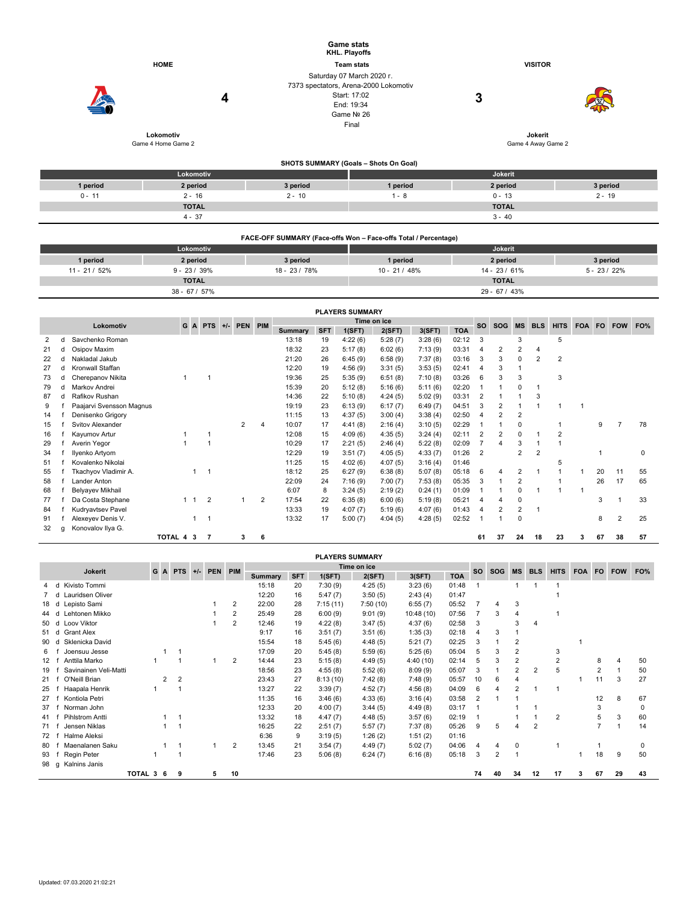# Game stats

**KHL. Playoffs**

| HOME | | Team stats | | VISITOR |
|---|---|---|---|---|
| Lokomotiv | 4 | Saturday 07 March 2020 г.<br>7373 spectators, Arena-2000 Lokomotiv<br>Start: 17:02<br>End: 19:34<br>Game № 26<br>Final | 3 | Jokerit |
| Game 4 Home Game 2 | | | | Game 4 Away Game 2 |

## SHOTS SUMMARY (Goals – Shots On Goal)

| Lokomotiv | | | Jokerit | | |
|---|---|---|---|---|---|
| 1 period | 2 period | 3 period | 1 period | 2 period | 3 period |
| 0 - 11 | 2 - 16 | 2 - 10 | 1 - 8 | 0 - 13 | 2 - 19 |
| TOTAL | | | TOTAL | | |
| 4 - 37 | | | 3 - 40 | | |

## FACE-OFF SUMMARY (Face-offs Won – Face-offs Total / Percentage)

| Lokomotiv | | | Jokerit | | |
|---|---|---|---|---|---|
| 1 period | 2 period | 3 period | 1 period | 2 period | 3 period |
| 11 - 21 / 52% | 9 - 23 / 39% | 18 - 23 / 78% | 10 - 21 / 48% | 14 - 23 / 61% | 5 - 23 / 22% |
| TOTAL | | | TOTAL | | |
| 38 - 67 / 57% | | | 29 - 67 / 43% | | |

## PLAYERS SUMMARY

| # | Pos | Lokomotiv | G | A | PTS | +/- | PEN | PIM | Summary | SFT | 1(SFT) | 2(SFT) | 3(SFT) | TOA | SO | SOG | MS | BLS | HITS | FOA | FO | FOW | FO% |
|---|---|---|---|---|---|---|---|---|---|---|---|---|---|---|---|---|---|---|---|---|---|---|---|
| 2 | d | Savchenko Roman | | | | | | | 13:18 | 19 | 4:22 (6) | 5:28 (7) | 3:28 (6) | 02:12 | 3 | | 3 | | 5 | | | | |
| 21 | d | Osipov Maxim | | | | | | | 18:32 | 23 | 5:17 (8) | 6:02 (6) | 7:13 (9) | 03:31 | 4 | 2 | 2 | 4 | | | | | |
| 22 | d | Nakladal Jakub | | | | | | | 21:20 | 26 | 6:45 (9) | 6:58 (9) | 7:37 (8) | 03:16 | 3 | 3 | 0 | 2 | 2 | | | | |
| 27 | d | Kronwall Staffan | | | | | | | 12:20 | 19 | 4:56 (9) | 3:31 (5) | 3:53 (5) | 02:41 | 4 | 3 | 1 | | | | | | |
| 73 | d | Cherepanov Nikita | 1 | | 1 | | | | 19:36 | 25 | 5:35 (9) | 6:51 (8) | 7:10 (8) | 03:26 | 6 | 3 | 3 | | 3 | | | | |
| 79 | d | Markov Andrei | | | | | | | 15:39 | 20 | 5:12 (8) | 5:16 (6) | 5:11 (6) | 02:20 | 1 | 1 | 0 | 1 | | | | | |
| 87 | d | Rafikov Rushan | | | | | | | 14:36 | 22 | 5:10 (8) | 4:24 (5) | 5:02 (9) | 03:31 | 2 | 1 | 1 | 3 | | | | | |
| 9 | f | Paajarvi Svensson Magnus | | | | | | | 19:19 | 23 | 6:13 (9) | 6:17 (7) | 6:49 (7) | 04:51 | 3 | 2 | 1 | 1 | 1 | 1 | | | |
| 14 | f | Denisenko Grigory | | | | | | | 11:15 | 13 | 4:37 (5) | 3:00 (4) | 3:38 (4) | 02:50 | 4 | 2 | 2 | | | | | | |
| 15 | f | Svitov Alexander | | | | | 2 | 4 | 10:07 | 17 | 4:41 (8) | 2:16 (4) | 3:10 (5) | 02:29 | 1 | 1 | 0 | | 1 | | 9 | 7 | 78 |
| 16 | f | Kayumov Artur | 1 | | 1 | | | | 12:08 | 15 | 4:09 (6) | 4:35 (5) | 3:24 (4) | 02:11 | 2 | 2 | 0 | 1 | 2 | | | | |
| 29 | f | Averin Yegor | 1 | | 1 | | | | 10:29 | 17 | 2:21 (5) | 2:46 (4) | 5:22 (8) | 02:09 | 7 | 4 | 3 | 1 | 1 | | | | |
| 34 | f | Ilyenko Artyom | | | | | | | 12:29 | 19 | 3:51 (7) | 4:05 (5) | 4:33 (7) | 01:26 | 2 | | 2 | 2 | | | 1 | | 0 |
| 51 | f | Kovalenko Nikolai | | | | | | | 11:25 | 15 | 4:02 (6) | 4:07 (5) | 3:16 (4) | 01:46 | | | | | 5 | | | | |
| 55 | f | Tkachyov Vladimir A. | | 1 | 1 | | | | 18:12 | 25 | 6:27 (9) | 6:38 (8) | 5:07 (8) | 05:18 | 6 | 4 | 2 | 1 | 1 | 1 | 20 | 11 | 55 |
| 58 | f | Lander Anton | | | | | | | 22:09 | 24 | 7:16 (9) | 7:00 (7) | 7:53 (8) | 05:35 | 3 | 1 | 2 | | 1 | | 26 | 17 | 65 |
| 68 | f | Belyayev Mikhail | | | | | | | 6:07 | 8 | 3:24 (5) | 2:19 (2) | 0:24 (1) | 01:09 | 1 | 1 | 0 | 1 | 1 | 1 | | | |
| 77 | f | Da Costa Stephane | 1 | 1 | 2 | | 1 | 2 | 17:54 | 22 | 6:35 (8) | 6:00 (6) | 5:19 (8) | 05:21 | 4 | 4 | 0 | | | | 3 | 1 | 33 |
| 84 | f | Kudryavtsev Pavel | | | | | | | 13:33 | 19 | 4:07 (7) | 5:19 (6) | 4:07 (6) | 01:43 | 4 | 2 | 2 | 1 | | | | | |
| 91 | f | Alexeyev Denis V. | | 1 | 1 | | | | 13:32 | 17 | 5:00 (7) | 4:04 (5) | 4:28 (5) | 02:52 | 1 | 1 | 0 | | | | 8 | 2 | 25 |
| 32 | g | Konovalov Ilya G. | | | | | | | | | | | | | | | | | | | | | |
| | | TOTAL | 4 | 3 | 7 | | 3 | 6 | | | | | | | 61 | 37 | 24 | 18 | 23 | 3 | 67 | 38 | 57 |

## PLAYERS SUMMARY

| # | Pos | Jokerit | G | A | PTS | +/- | PEN | PIM | Summary | SFT | 1(SFT) | 2(SFT) | 3(SFT) | TOA | SO | SOG | MS | BLS | HITS | FOA | FO | FOW | FO% |
|---|---|---|---|---|---|---|---|---|---|---|---|---|---|---|---|---|---|---|---|---|---|---|---|
| 4 | d | Kivisto Tommi | | | | | | | 15:18 | 20 | 7:30 (9) | 4:25 (5) | 3:23 (6) | 01:48 | 1 | | 1 | 1 | 1 | | | | |
| 7 | d | Lauridsen Oliver | | | | | | | 12:20 | 16 | 5:47 (7) | 3:50 (5) | 2:43 (4) | 01:47 | | | | | 1 | | | | |
| 18 | d | Lepisto Sami | | | | | 1 | 2 | 22:00 | 28 | 7:15 (11) | 7:50 (10) | 6:55 (7) | 05:52 | 7 | 4 | 3 | | | | | | |
| 44 | d | Lehtonen Mikko | | | | | 1 | 2 | 25:49 | 28 | 6:00 (9) | 9:01 (9) | 10:48 (10) | 07:56 | 7 | 3 | 4 | | 1 | | | | |
| 50 | d | Loov Viktor | | | | | 1 | 2 | 12:46 | 19 | 4:22 (8) | 3:47 (5) | 4:37 (6) | 02:58 | 3 | | 3 | 4 | | | | | |
| 51 | d | Grant Alex | | | | | | | 9:17 | 16 | 3:51 (7) | 3:51 (6) | 1:35 (3) | 02:18 | 4 | 3 | 1 | | | | | | |
| 90 | d | Sklenicka David | | | | | | | 15:54 | 18 | 5:45 (6) | 4:48 (5) | 5:21 (7) | 02:25 | 3 | 1 | 2 | | | 1 | | | |
| 6 | f | Joensuu Jesse | | 1 | 1 | | | | 17:09 | 20 | 5:45 (8) | 5:59 (6) | 5:25 (6) | 05:04 | 5 | 3 | 2 | | 3 | | | | |
| 12 | f | Anttila Marko | 1 | | 1 | | 1 | 2 | 14:44 | 23 | 5:15 (8) | 4:49 (5) | 4:40 (10) | 02:14 | 5 | 3 | 2 | | 2 | | 8 | 4 | 50 |
| 19 | f | Savinainen Veli-Matti | | | | | | | 18:56 | 23 | 4:55 (8) | 5:52 (6) | 8:09 (9) | 05:07 | 3 | 1 | 2 | 2 | 5 | | 2 | 1 | 50 |
| 21 | f | O'Neill Brian | | 2 | 2 | | | | 23:43 | 27 | 8:13 (10) | 7:42 (8) | 7:48 (9) | 05:57 | 10 | 6 | 4 | | | 1 | 11 | 3 | 27 |
| 25 | f | Haapala Henrik | 1 | | 1 | | | | 13:27 | 22 | 3:39 (7) | 4:52 (7) | 4:56 (8) | 04:09 | 6 | 4 | 2 | 1 | 1 | | | | |
| 27 | f | Kontiola Petri | | | | | | | 11:35 | 16 | 3:46 (6) | 4:33 (6) | 3:16 (4) | 03:58 | 2 | 1 | 1 | | | | 12 | 8 | 67 |
| 37 | f | Norman John | | | | | | | 12:33 | 20 | 4:00 (7) | 3:44 (5) | 4:49 (8) | 03:17 | 1 | | 1 | 1 | | | 3 | | 0 |
| 41 | f | Pihlstrom Antti | | 1 | 1 | | | | 13:32 | 18 | 4:47 (7) | 4:48 (5) | 3:57 (6) | 02:19 | 1 | | 1 | 1 | 2 | | 5 | 3 | 60 |
| 71 | f | Jensen Niklas | | 1 | 1 | | | | 16:25 | 22 | 2:51 (7) | 5:57 (7) | 7:37 (8) | 05:26 | 9 | 5 | 4 | 2 | | | 7 | 1 | 14 |
| 72 | f | Halme Aleksi | | | | | | | 6:36 | 9 | 3:19 (5) | 1:26 (2) | 1:51 (2) | 01:16 | | | | | | | | | |
| 80 | f | Maenalanen Saku | | 1 | 1 | | 1 | 2 | 13:45 | 21 | 3:54 (7) | 4:49 (7) | 5:02 (7) | 04:06 | 4 | 4 | 0 | | 1 | | 1 | | 0 |
| 93 | f | Regin Peter | 1 | | 1 | | | | 17:46 | 23 | 5:06 (8) | 6:24 (7) | 6:16 (8) | 05:18 | 3 | 2 | 1 | | | 1 | 18 | 9 | 50 |
| 98 | g | Kalnins Janis | | | | | | | | | | | | | | | | | | | | | |
| | | TOTAL | 3 | 6 | 9 | | 5 | 10 | | | | | | | 74 | 40 | 34 | 12 | 17 | 3 | 67 | 29 | 43 |

Updated: 07.03.2020 21:02:21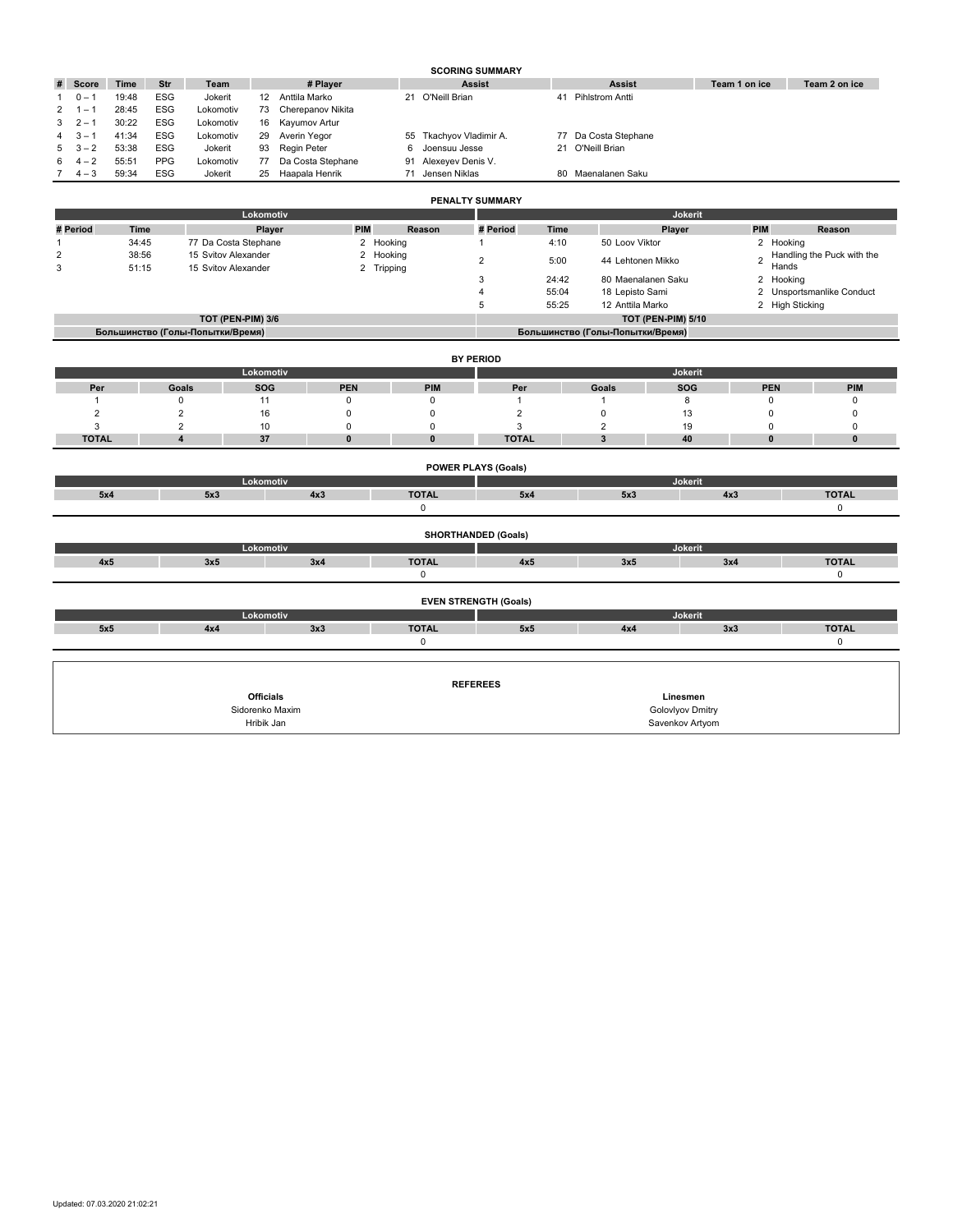## SCORING SUMMARY

| # | Score | Time | Str | Team | # Player | Assist | Assist | Team 1 on ice | Team 2 on ice |
|---|---|---|---|---|---|---|---|---|---|
| 1 | 0 – 1 | 19:48 | ESG | Jokerit | 12 Anttila Marko | 21 O'Neill Brian | 41 Pihlstrom Antti | | |
| 2 | 1 – 1 | 28:45 | ESG | Lokomotiv | 73 Cherepanov Nikita | | | | |
| 3 | 2 – 1 | 30:22 | ESG | Lokomotiv | 16 Kayumov Artur | | | | |
| 4 | 3 – 1 | 41:34 | ESG | Lokomotiv | 29 Averin Yegor | 55 Tkachyov Vladimir A. | 77 Da Costa Stephane | | |
| 5 | 3 – 2 | 53:38 | ESG | Jokerit | 93 Regin Peter | 6 Joensuu Jesse | 21 O'Neill Brian | | |
| 6 | 4 – 2 | 55:51 | PPG | Lokomotiv | 77 Da Costa Stephane | 91 Alexeyev Denis V. | | | |
| 7 | 4 – 3 | 59:34 | ESG | Jokerit | 25 Haapala Henrik | 71 Jensen Niklas | 80 Maenalanen Saku | | |

## PENALTY SUMMARY

**Lokomotiv**

| # Period | Time | Player | PIM | Reason |
|---|---|---|---|---|
| 1 | 34:45 | 77 Da Costa Stephane | 2 | Hooking |
| 2 | 38:56 | 15 Svitov Alexander | 2 | Hooking |
| 3 | 51:15 | 15 Svitov Alexander | 2 | Tripping |

TOT (PEN-PIM) 3/6

Большинство (Голы-Попытки/Время)

**Jokerit**

| # Period | Time | Player | PIM | Reason |
|---|---|---|---|---|
| 1 | 4:10 | 50 Loov Viktor | 2 | Hooking |
| 2 | 5:00 | 44 Lehtonen Mikko | 2 | Handling the Puck with the Hands |
| 3 | 24:42 | 80 Maenalanen Saku | 2 | Hooking |
| 4 | 55:04 | 18 Lepisto Sami | 2 | Unsportsmanlike Conduct |
| 5 | 55:25 | 12 Anttila Marko | 2 | High Sticking |

TOT (PEN-PIM) 5/10

Большинство (Голы-Попытки/Время)

## BY PERIOD

| Lokomotiv | | | | | Jokerit | | | | |
|---|---|---|---|---|---|---|---|---|---|
| Per | Goals | SOG | PEN | PIM | Per | Goals | SOG | PEN | PIM |
| 1 | 0 | 11 | 0 | 0 | 1 | 1 | 8 | 0 | 0 |
| 2 | 2 | 16 | 0 | 0 | 2 | 0 | 13 | 0 | 0 |
| 3 | 2 | 10 | 0 | 0 | 3 | 2 | 19 | 0 | 0 |
| **TOTAL** | **4** | **37** | **0** | **0** | **TOTAL** | **3** | **40** | **0** | **0** |

## POWER PLAYS (Goals)

| Lokomotiv | | | | Jokerit | | | |
|---|---|---|---|---|---|---|---|
| 5x4 | 5x3 | 4x3 | TOTAL | 5x4 | 5x3 | 4x3 | TOTAL |
| | | | 0 | | | | 0 |

## SHORTHANDED (Goals)

| Lokomotiv | | | | Jokerit | | | |
|---|---|---|---|---|---|---|---|
| 4x5 | 3x5 | 3x4 | TOTAL | 4x5 | 3x5 | 3x4 | TOTAL |
| | | | 0 | | | | 0 |

## EVEN STRENGTH (Goals)

| Lokomotiv | | | | Jokerit | | | |
|---|---|---|---|---|---|---|---|
| 5x5 | 4x4 | 3x3 | TOTAL | 5x5 | 4x4 | 3x3 | TOTAL |
| | | | 0 | | | | 0 |

## REFEREES

| Officials | Linesmen |
|---|---|
| Sidorenko Maxim | Golovlyov Dmitry |
| Hribik Jan | Savenkov Artyom |

Updated: 07.03.2020 21:02:21